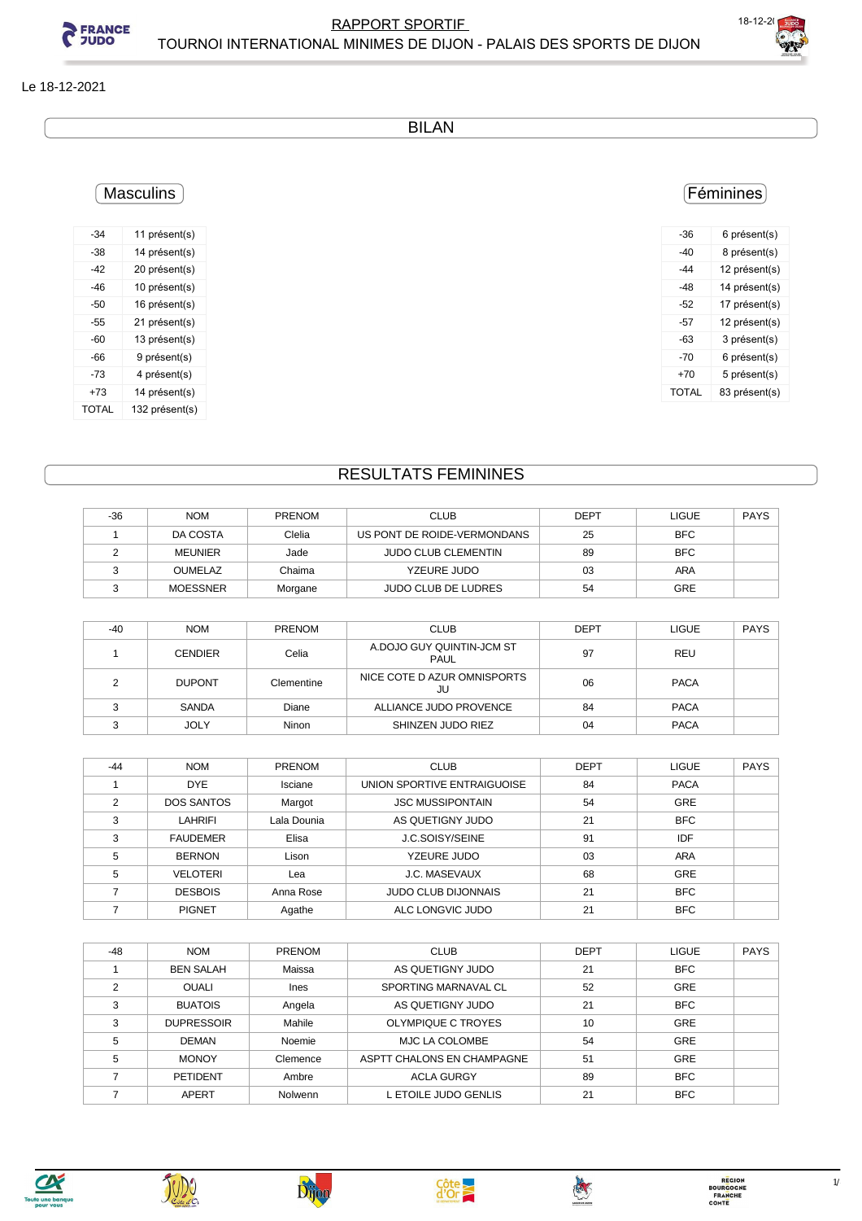# RAPPORT SPORTIF

## TOURNOI INTERNATIONAL MINIMES DE DIJON - PALAIS DES SPORTS DE DIJON

Le 18-12-2021

## BILAN

### Masculins

| | |
|---|---|
| -34 | 11 présent(s) |
| -38 | 14 présent(s) |
| -42 | 20 présent(s) |
| -46 | 10 présent(s) |
| -50 | 16 présent(s) |
| -55 | 21 présent(s) |
| -60 | 13 présent(s) |
| -66 | 9 présent(s) |
| -73 | 4 présent(s) |
| +73 | 14 présent(s) |
| TOTAL | 132 présent(s) |

### Féminines

| | |
|---|---|
| -36 | 6 présent(s) |
| -40 | 8 présent(s) |
| -44 | 12 présent(s) |
| -48 | 14 présent(s) |
| -52 | 17 présent(s) |
| -57 | 12 présent(s) |
| -63 | 3 présent(s) |
| -70 | 6 présent(s) |
| +70 | 5 présent(s) |
| TOTAL | 83 présent(s) |

## RESULTATS FEMININES

| -36 | NOM | PRENOM | CLUB | DEPT | LIGUE | PAYS |
|---|---|---|---|---|---|---|
| 1 | DA COSTA | Clelia | US PONT DE ROIDE-VERMONDANS | 25 | BFC | |
| 2 | MEUNIER | Jade | JUDO CLUB CLEMENTIN | 89 | BFC | |
| 3 | OUMELAZ | Chaima | YZEURE JUDO | 03 | ARA | |
| 3 | MOESSNER | Morgane | JUDO CLUB DE LUDRES | 54 | GRE | |

| -40 | NOM | PRENOM | CLUB | DEPT | LIGUE | PAYS |
|---|---|---|---|---|---|---|
| 1 | CENDIER | Celia | A.DOJO GUY QUINTIN-JCM ST PAUL | 97 | REU | |
| 2 | DUPONT | Clementine | NICE COTE D AZUR OMNISPORTS JU | 06 | PACA | |
| 3 | SANDA | Diane | ALLIANCE JUDO PROVENCE | 84 | PACA | |
| 3 | JOLY | Ninon | SHINZEN JUDO RIEZ | 04 | PACA | |

| -44 | NOM | PRENOM | CLUB | DEPT | LIGUE | PAYS |
|---|---|---|---|---|---|---|
| 1 | DYE | Isciane | UNION SPORTIVE ENTRAIGUOISE | 84 | PACA | |
| 2 | DOS SANTOS | Margot | JSC MUSSIPONTAIN | 54 | GRE | |
| 3 | LAHRIFI | Lala Dounia | AS QUETIGNY JUDO | 21 | BFC | |
| 3 | FAUDEMER | Elisa | J.C.SOISY/SEINE | 91 | IDF | |
| 5 | BERNON | Lison | YZEURE JUDO | 03 | ARA | |
| 5 | VELOTERI | Lea | J.C. MASEVAUX | 68 | GRE | |
| 7 | DESBOIS | Anna Rose | JUDO CLUB DIJONNAIS | 21 | BFC | |
| 7 | PIGNET | Agathe | ALC LONGVIC JUDO | 21 | BFC | |

| -48 | NOM | PRENOM | CLUB | DEPT | LIGUE | PAYS |
|---|---|---|---|---|---|---|
| 1 | BEN SALAH | Maissa | AS QUETIGNY JUDO | 21 | BFC | |
| 2 | OUALI | Ines | SPORTING MARNAVAL CL | 52 | GRE | |
| 3 | BUATOIS | Angela | AS QUETIGNY JUDO | 21 | BFC | |
| 3 | DUPRESSOIR | Mahile | OLYMPIQUE C TROYES | 10 | GRE | |
| 5 | DEMAN | Noemie | MJC LA COLOMBE | 54 | GRE | |
| 5 | MONOY | Clemence | ASPTT CHALONS EN CHAMPAGNE | 51 | GRE | |
| 7 | PETIDENT | Ambre | ACLA GURGY | 89 | BFC | |
| 7 | APERT | Nolwenn | L ETOILE JUDO GENLIS | 21 | BFC | |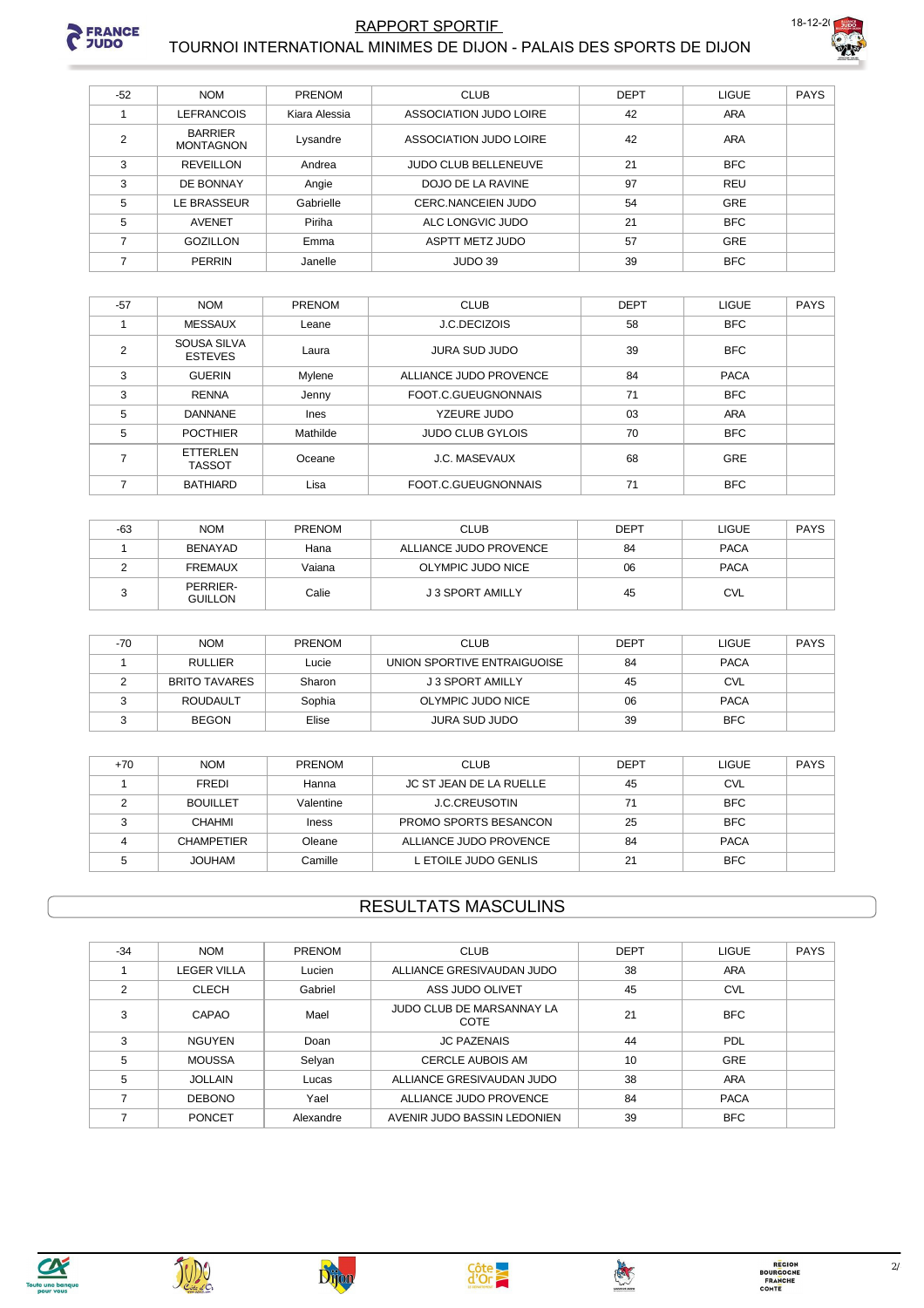| -52 | NOM | PRENOM | CLUB | DEPT | LIGUE | PAYS |
|---|---|---|---|---|---|---|
| 1 | LEFRANCOIS | Kiara Alessia | ASSOCIATION JUDO LOIRE | 42 | ARA | |
| 2 | BARRIER MONTAGNON | Lysandre | ASSOCIATION JUDO LOIRE | 42 | ARA | |
| 3 | REVEILLON | Andrea | JUDO CLUB BELLENEUVE | 21 | BFC | |
| 3 | DE BONNAY | Angie | DOJO DE LA RAVINE | 97 | REU | |
| 5 | LE BRASSEUR | Gabrielle | CERC.NANCEIEN JUDO | 54 | GRE | |
| 5 | AVENET | Piriha | ALC LONGVIC JUDO | 21 | BFC | |
| 7 | GOZILLON | Emma | ASPTT METZ JUDO | 57 | GRE | |
| 7 | PERRIN | Janelle | JUDO 39 | 39 | BFC | |

| -57 | NOM | PRENOM | CLUB | DEPT | LIGUE | PAYS |
|---|---|---|---|---|---|---|
| 1 | MESSAUX | Leane | J.C.DECIZOIS | 58 | BFC | |
| 2 | SOUSA SILVA ESTEVES | Laura | JURA SUD JUDO | 39 | BFC | |
| 3 | GUERIN | Mylene | ALLIANCE JUDO PROVENCE | 84 | PACA | |
| 3 | RENNA | Jenny | FOOT.C.GUEUGNONNAIS | 71 | BFC | |
| 5 | DANNANE | Ines | YZEURE JUDO | 03 | ARA | |
| 5 | POCTHIER | Mathilde | JUDO CLUB GYLOIS | 70 | BFC | |
| 7 | ETTERLEN TASSOT | Oceane | J.C. MASEVAUX | 68 | GRE | |
| 7 | BATHIARD | Lisa | FOOT.C.GUEUGNONNAIS | 71 | BFC | |

| -63 | NOM | PRENOM | CLUB | DEPT | LIGUE | PAYS |
|---|---|---|---|---|---|---|
| 1 | BENAYAD | Hana | ALLIANCE JUDO PROVENCE | 84 | PACA | |
| 2 | FREMAUX | Vaiana | OLYMPIC JUDO NICE | 06 | PACA | |
| 3 | PERRIER-GUILLON | Calie | J 3 SPORT AMILLY | 45 | CVL | |

| -70 | NOM | PRENOM | CLUB | DEPT | LIGUE | PAYS |
|---|---|---|---|---|---|---|
| 1 | RULLIER | Lucie | UNION SPORTIVE ENTRAIGUOISE | 84 | PACA | |
| 2 | BRITO TAVARES | Sharon | J 3 SPORT AMILLY | 45 | CVL | |
| 3 | ROUDAULT | Sophia | OLYMPIC JUDO NICE | 06 | PACA | |
| 3 | BEGON | Elise | JURA SUD JUDO | 39 | BFC | |

| +70 | NOM | PRENOM | CLUB | DEPT | LIGUE | PAYS |
|---|---|---|---|---|---|---|
| 1 | FREDI | Hanna | JC ST JEAN DE LA RUELLE | 45 | CVL | |
| 2 | BOUILLET | Valentine | J.C.CREUSOTIN | 71 | BFC | |
| 3 | CHAHMI | Iness | PROMO SPORTS BESANCON | 25 | BFC | |
| 4 | CHAMPETIER | Oleane | ALLIANCE JUDO PROVENCE | 84 | PACA | |
| 5 | JOUHAM | Camille | L ETOILE JUDO GENLIS | 21 | BFC | |

## RESULTATS MASCULINS

| -34 | NOM | PRENOM | CLUB | DEPT | LIGUE | PAYS |
|---|---|---|---|---|---|---|
| 1 | LEGER VILLA | Lucien | ALLIANCE GRESIVAUDAN JUDO | 38 | ARA | |
| 2 | CLECH | Gabriel | ASS JUDO OLIVET | 45 | CVL | |
| 3 | CAPAO | Mael | JUDO CLUB DE MARSANNAY LA COTE | 21 | BFC | |
| 3 | NGUYEN | Doan | JC PAZENAIS | 44 | PDL | |
| 5 | MOUSSA | Selyan | CERCLE AUBOIS AM | 10 | GRE | |
| 5 | JOLLAIN | Lucas | ALLIANCE GRESIVAUDAN JUDO | 38 | ARA | |
| 7 | DEBONO | Yael | ALLIANCE JUDO PROVENCE | 84 | PACA | |
| 7 | PONCET | Alexandre | AVENIR JUDO BASSIN LEDONIEN | 39 | BFC | |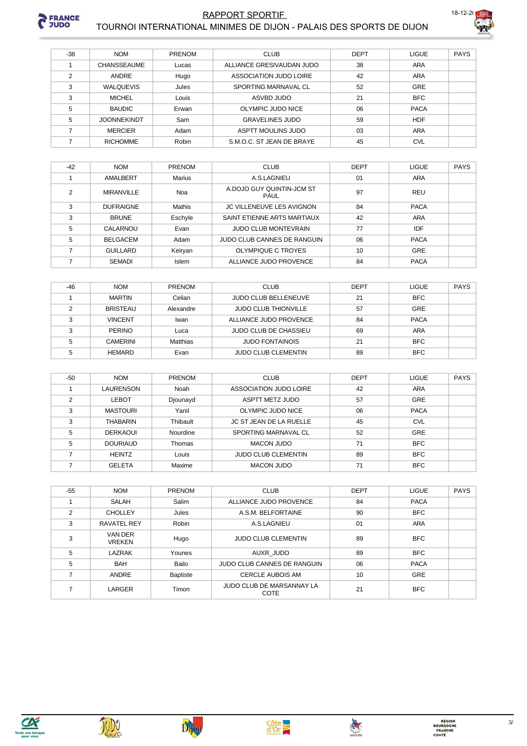# RAPPORT SPORTIF

## TOURNOI INTERNATIONAL MINIMES DE DIJON - PALAIS DES SPORTS DE DIJON

| -38 | NOM | PRENOM | CLUB | DEPT | LIGUE | PAYS |
|---|---|---|---|---|---|---|
| 1 | CHANSSEAUME | Lucas | ALLIANCE GRESIVAUDAN JUDO | 38 | ARA | |
| 2 | ANDRE | Hugo | ASSOCIATION JUDO LOIRE | 42 | ARA | |
| 3 | WALQUEVIS | Jules | SPORTING MARNAVAL CL | 52 | GRE | |
| 3 | MICHEL | Louis | ASVBD JUDO | 21 | BFC | |
| 5 | BAUDIC | Erwan | OLYMPIC JUDO NICE | 06 | PACA | |
| 5 | JOONNEKINDT | Sam | GRAVELINES JUDO | 59 | HDF | |
| 7 | MERCIER | Adam | ASPTT MOULINS JUDO | 03 | ARA | |
| 7 | RICHOMME | Robin | S.M.O.C. ST JEAN DE BRAYE | 45 | CVL | |

| -42 | NOM | PRENOM | CLUB | DEPT | LIGUE | PAYS |
|---|---|---|---|---|---|---|
| 1 | AMALBERT | Marius | A.S.LAGNIEU | 01 | ARA | |
| 2 | MIRANVILLE | Noa | A.DOJO GUY QUINTIN-JCM ST PAUL | 97 | REU | |
| 3 | DUFRAIGNE | Mathis | JC VILLENEUVE LES AVIGNON | 84 | PACA | |
| 3 | BRUNE | Eschyle | SAINT ETIENNE ARTS MARTIAUX | 42 | ARA | |
| 5 | CALARNOU | Evan | JUDO CLUB MONTEVRAIN | 77 | IDF | |
| 5 | BELGACEM | Adam | JUDO CLUB CANNES DE RANGUIN | 06 | PACA | |
| 7 | GUILLARD | Keiryan | OLYMPIQUE C TROYES | 10 | GRE | |
| 7 | SEMADI | Islem | ALLIANCE JUDO PROVENCE | 84 | PACA | |

| -46 | NOM | PRENOM | CLUB | DEPT | LIGUE | PAYS |
|---|---|---|---|---|---|---|
| 1 | MARTIN | Celian | JUDO CLUB BELLENEUVE | 21 | BFC | |
| 2 | BRISTEAU | Alexandre | JUDO CLUB THIONVILLE | 57 | GRE | |
| 3 | VINCENT | Iwan | ALLIANCE JUDO PROVENCE | 84 | PACA | |
| 3 | PERINO | Luca | JUDO CLUB DE CHASSIEU | 69 | ARA | |
| 5 | CAMERINI | Matthias | JUDO FONTAINOIS | 21 | BFC | |
| 5 | HEMARD | Evan | JUDO CLUB CLEMENTIN | 89 | BFC | |

| -50 | NOM | PRENOM | CLUB | DEPT | LIGUE | PAYS |
|---|---|---|---|---|---|---|
| 1 | LAURENSON | Noah | ASSOCIATION JUDO LOIRE | 42 | ARA | |
| 2 | LEBOT | Djounayd | ASPTT METZ JUDO | 57 | GRE | |
| 3 | MASTOURI | Yanil | OLYMPIC JUDO NICE | 06 | PACA | |
| 3 | THABARIN | Thibault | JC ST JEAN DE LA RUELLE | 45 | CVL | |
| 5 | DERKAOUI | Nourdine | SPORTING MARNAVAL CL | 52 | GRE | |
| 5 | DOURIAUD | Thomas | MACON JUDO | 71 | BFC | |
| 7 | HEINTZ | Louis | JUDO CLUB CLEMENTIN | 89 | BFC | |
| 7 | GELETA | Maxime | MACON JUDO | 71 | BFC | |

| -55 | NOM | PRENOM | CLUB | DEPT | LIGUE | PAYS |
|---|---|---|---|---|---|---|
| 1 | SALAH | Salim | ALLIANCE JUDO PROVENCE | 84 | PACA | |
| 2 | CHOLLEY | Jules | A.S.M. BELFORTAINE | 90 | BFC | |
| 3 | RAVATEL REY | Robin | A.S.LAGNIEU | 01 | ARA | |
| 3 | VAN DER VREKEN | Hugo | JUDO CLUB CLEMENTIN | 89 | BFC | |
| 5 | LAZRAK | Younes | AUXR_JUDO | 89 | BFC | |
| 5 | BAH | Bailo | JUDO CLUB CANNES DE RANGUIN | 06 | PACA | |
| 7 | ANDRE | Baptiste | CERCLE AUBOIS AM | 10 | GRE | |
| 7 | LARGER | Timon | JUDO CLUB DE MARSANNAY LA COTE | 21 | BFC | |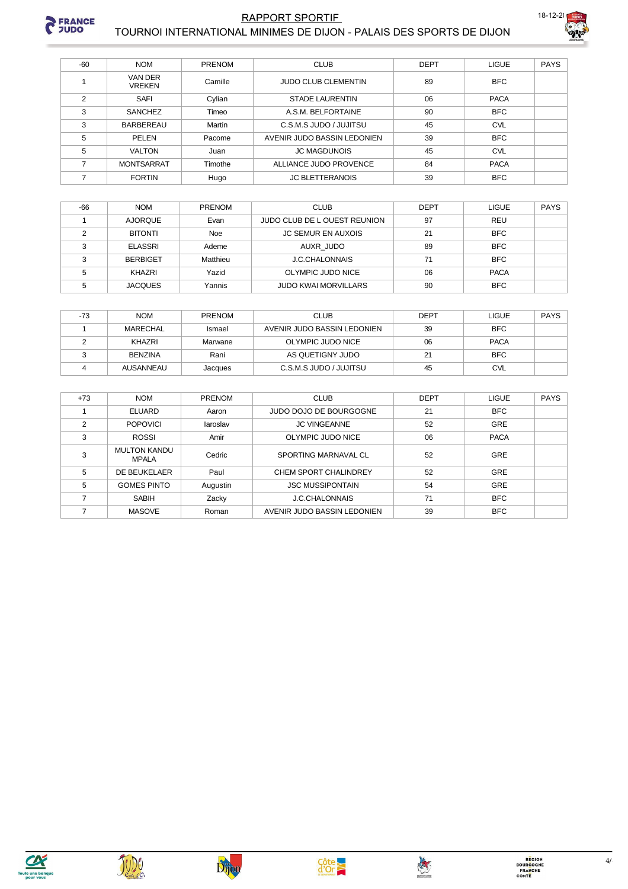# RAPPORT SPORTIF

## TOURNOI INTERNATIONAL MINIMES DE DIJON - PALAIS DES SPORTS DE DIJON

| -60 | NOM | PRENOM | CLUB | DEPT | LIGUE | PAYS |
|---|---|---|---|---|---|---|
| 1 | VAN DER VREKEN | Camille | JUDO CLUB CLEMENTIN | 89 | BFC | |
| 2 | SAFI | Cylian | STADE LAURENTIN | 06 | PACA | |
| 3 | SANCHEZ | Timeo | A.S.M. BELFORTAINE | 90 | BFC | |
| 3 | BARBEREAU | Martin | C.S.M.S JUDO / JUJITSU | 45 | CVL | |
| 5 | PELEN | Pacome | AVENIR JUDO BASSIN LEDONIEN | 39 | BFC | |
| 5 | VALTON | Juan | JC MAGDUNOIS | 45 | CVL | |
| 7 | MONTSARRAT | Timothe | ALLIANCE JUDO PROVENCE | 84 | PACA | |
| 7 | FORTIN | Hugo | JC BLETTERANOIS | 39 | BFC | |

| -66 | NOM | PRENOM | CLUB | DEPT | LIGUE | PAYS |
|---|---|---|---|---|---|---|
| 1 | AJORQUE | Evan | JUDO CLUB DE L OUEST REUNION | 97 | REU | |
| 2 | BITONTI | Noe | JC SEMUR EN AUXOIS | 21 | BFC | |
| 3 | ELASSRI | Ademe | AUXR_JUDO | 89 | BFC | |
| 3 | BERBIGET | Matthieu | J.C.CHALONNAIS | 71 | BFC | |
| 5 | KHAZRI | Yazid | OLYMPIC JUDO NICE | 06 | PACA | |
| 5 | JACQUES | Yannis | JUDO KWAI MORVILLARS | 90 | BFC | |

| -73 | NOM | PRENOM | CLUB | DEPT | LIGUE | PAYS |
|---|---|---|---|---|---|---|
| 1 | MARECHAL | Ismael | AVENIR JUDO BASSIN LEDONIEN | 39 | BFC | |
| 2 | KHAZRI | Marwane | OLYMPIC JUDO NICE | 06 | PACA | |
| 3 | BENZINA | Rani | AS QUETIGNY JUDO | 21 | BFC | |
| 4 | AUSANNEAU | Jacques | C.S.M.S JUDO / JUJITSU | 45 | CVL | |

| +73 | NOM | PRENOM | CLUB | DEPT | LIGUE | PAYS |
|---|---|---|---|---|---|---|
| 1 | ELUARD | Aaron | JUDO DOJO DE BOURGOGNE | 21 | BFC | |
| 2 | POPOVICI | Iaroslav | JC VINGEANNE | 52 | GRE | |
| 3 | ROSSI | Amir | OLYMPIC JUDO NICE | 06 | PACA | |
| 3 | MULTON KANDU MPALA | Cedric | SPORTING MARNAVAL CL | 52 | GRE | |
| 5 | DE BEUKELAER | Paul | CHEM SPORT CHALINDREY | 52 | GRE | |
| 5 | GOMES PINTO | Augustin | JSC MUSSIPONTAIN | 54 | GRE | |
| 7 | SABIH | Zacky | J.C.CHALONNAIS | 71 | BFC | |
| 7 | MASOVE | Roman | AVENIR JUDO BASSIN LEDONIEN | 39 | BFC | |